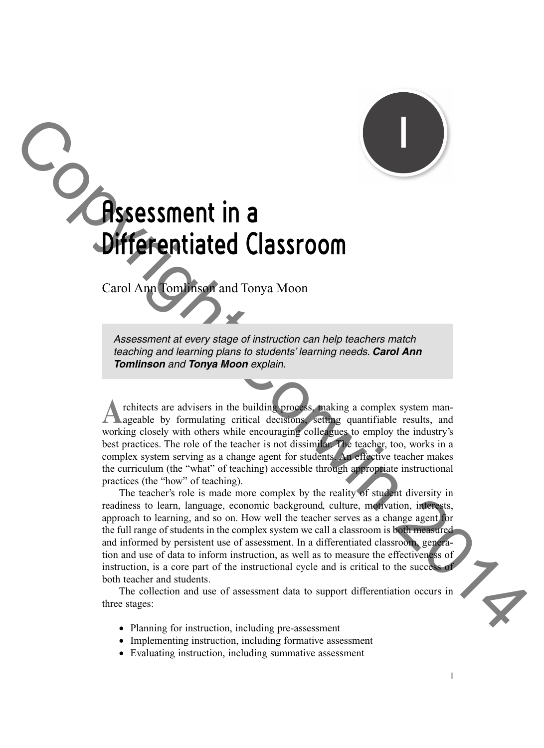# 1

# Assessment in a Differentiated Classroom

Carol Ann Tomlinson and Tonya Moon

*Assessment at every stage of instruction can help teachers match teaching and learning plans to students' learning needs.* ***Carol Ann Tomlinson*** *and* ***Tonya Moon*** *explain.*

Architects are advisers in the building process, making a complex system manageable by formulating critical decisions, setting quantifiable results, and working closely with others while encouraging colleagues to employ the industry's best practices. The role of the teacher is not dissimilar. The teacher, too, works in a complex system serving as a change agent for students. An effective teacher makes the curriculum (the "what" of teaching) accessible through appropriate instructional practices (the "how" of teaching).

The teacher's role is made more complex by the reality of student diversity in readiness to learn, language, economic background, culture, motivation, interests, approach to learning, and so on. How well the teacher serves as a change agent for the full range of students in the complex system we call a classroom is both measured and informed by persistent use of assessment. In a differentiated classroom, generation and use of data to inform instruction, as well as to measure the effectiveness of instruction, is a core part of the instructional cycle and is critical to the success of both teacher and students.

The collection and use of assessment data to support differentiation occurs in three stages:

- Planning for instruction, including pre-assessment
- Implementing instruction, including formative assessment
- Evaluating instruction, including summative assessment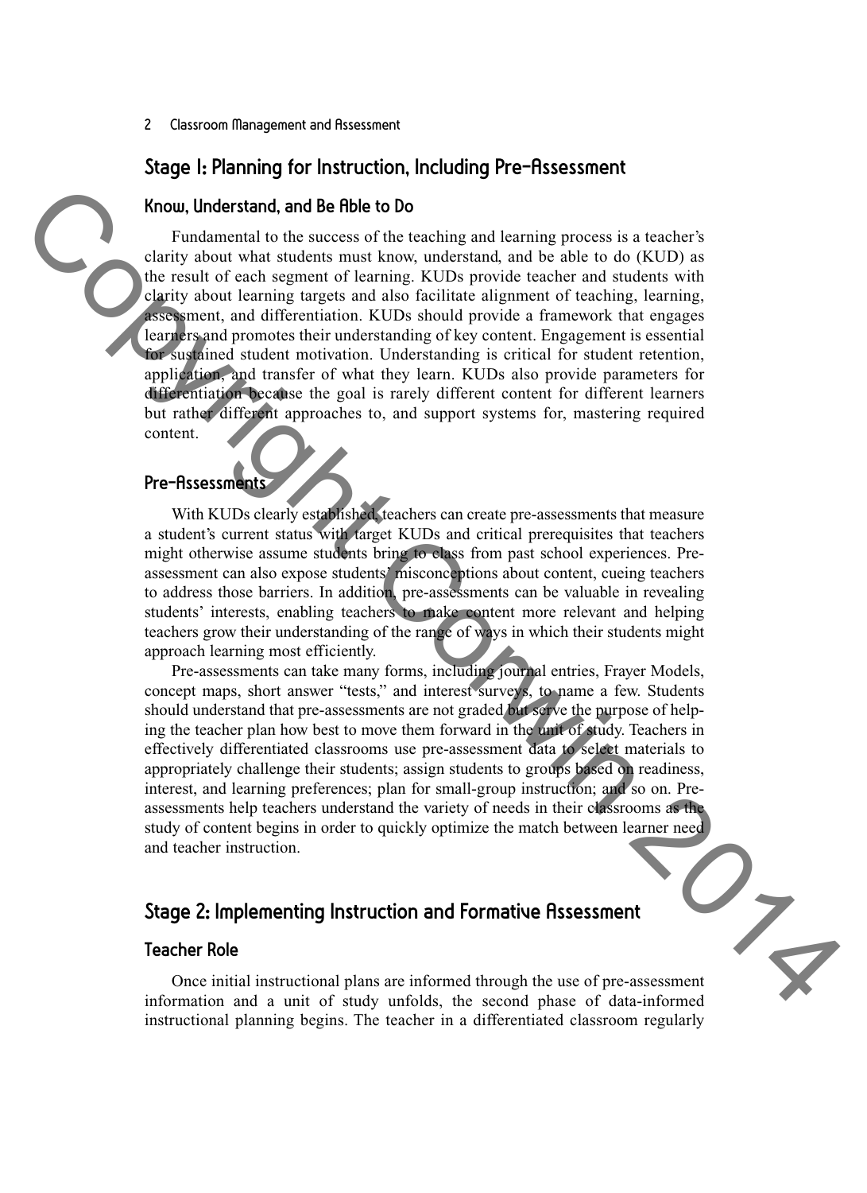## Stage 1: Planning for Instruction, Including Pre-Assessment

### Know, Understand, and Be Able to Do

Fundamental to the success of the teaching and learning process is a teacher's clarity about what students must know, understand, and be able to do (KUD) as the result of each segment of learning. KUDs provide teacher and students with clarity about learning targets and also facilitate alignment of teaching, learning, assessment, and differentiation. KUDs should provide a framework that engages learners and promotes their understanding of key content. Engagement is essential for sustained student motivation. Understanding is critical for student retention, application, and transfer of what they learn. KUDs also provide parameters for differentiation because the goal is rarely different content for different learners but rather different approaches to, and support systems for, mastering required content.

### Pre-Assessments

With KUDs clearly established, teachers can create pre-assessments that measure a student's current status with target KUDs and critical prerequisites that teachers might otherwise assume students bring to class from past school experiences. Pre-assessment can also expose students' misconceptions about content, cueing teachers to address those barriers. In addition, pre-assessments can be valuable in revealing students' interests, enabling teachers to make content more relevant and helping teachers grow their understanding of the range of ways in which their students might approach learning most efficiently.

Pre-assessments can take many forms, including journal entries, Frayer Models, concept maps, short answer "tests," and interest surveys, to name a few. Students should understand that pre-assessments are not graded but serve the purpose of helping the teacher plan how best to move them forward in the unit of study. Teachers in effectively differentiated classrooms use pre-assessment data to select materials to appropriately challenge their students; assign students to groups based on readiness, interest, and learning preferences; plan for small-group instruction; and so on. Pre-assessments help teachers understand the variety of needs in their classrooms as the study of content begins in order to quickly optimize the match between learner need and teacher instruction.

## Stage 2: Implementing Instruction and Formative Assessment

### Teacher Role

Once initial instructional plans are informed through the use of pre-assessment information and a unit of study unfolds, the second phase of data-informed instructional planning begins. The teacher in a differentiated classroom regularly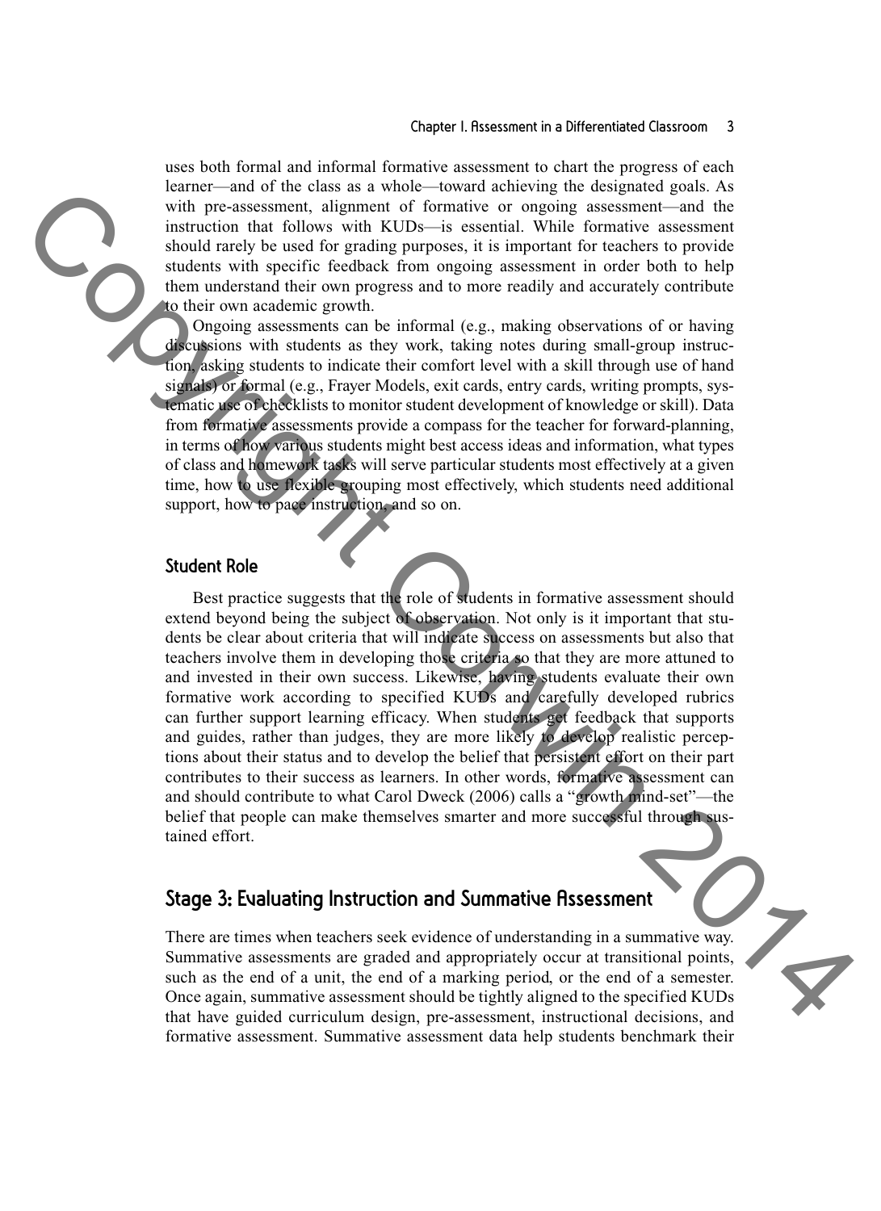uses both formal and informal formative assessment to chart the progress of each learner—and of the class as a whole—toward achieving the designated goals. As with pre-assessment, alignment of formative or ongoing assessment—and the instruction that follows with KUDs—is essential. While formative assessment should rarely be used for grading purposes, it is important for teachers to provide students with specific feedback from ongoing assessment in order both to help them understand their own progress and to more readily and accurately contribute to their own academic growth.

Ongoing assessments can be informal (e.g., making observations of or having discussions with students as they work, taking notes during small-group instruction, asking students to indicate their comfort level with a skill through use of hand signals) or formal (e.g., Frayer Models, exit cards, entry cards, writing prompts, systematic use of checklists to monitor student development of knowledge or skill). Data from formative assessments provide a compass for the teacher for forward-planning, in terms of how various students might best access ideas and information, what types of class and homework tasks will serve particular students most effectively at a given time, how to use flexible grouping most effectively, which students need additional support, how to pace instruction, and so on.

### Student Role

Best practice suggests that the role of students in formative assessment should extend beyond being the subject of observation. Not only is it important that students be clear about criteria that will indicate success on assessments but also that teachers involve them in developing those criteria so that they are more attuned to and invested in their own success. Likewise, having students evaluate their own formative work according to specified KUDs and carefully developed rubrics can further support learning efficacy. When students get feedback that supports and guides, rather than judges, they are more likely to develop realistic perceptions about their status and to develop the belief that persistent effort on their part contributes to their success as learners. In other words, formative assessment can and should contribute to what Carol Dweck (2006) calls a "growth mind-set"—the belief that people can make themselves smarter and more successful through sustained effort.

## Stage 3: Evaluating Instruction and Summative Assessment

There are times when teachers seek evidence of understanding in a summative way. Summative assessments are graded and appropriately occur at transitional points, such as the end of a unit, the end of a marking period, or the end of a semester. Once again, summative assessment should be tightly aligned to the specified KUDs that have guided curriculum design, pre-assessment, instructional decisions, and formative assessment. Summative assessment data help students benchmark their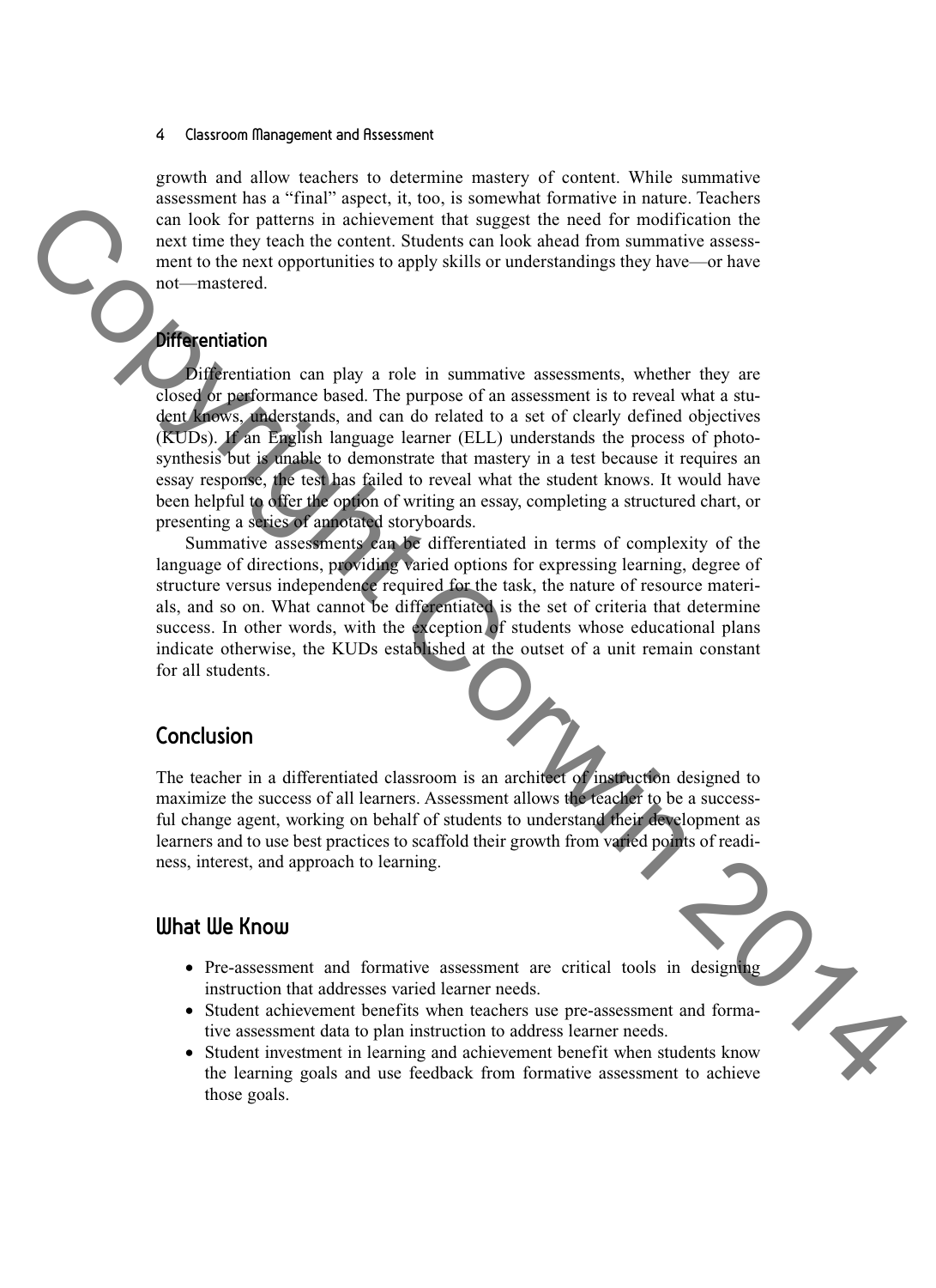growth and allow teachers to determine mastery of content. While summative assessment has a "final" aspect, it, too, is somewhat formative in nature. Teachers can look for patterns in achievement that suggest the need for modification the next time they teach the content. Students can look ahead from summative assessment to the next opportunities to apply skills or understandings they have—or have not—mastered.

### Differentiation

Differentiation can play a role in summative assessments, whether they are closed or performance based. The purpose of an assessment is to reveal what a student knows, understands, and can do related to a set of clearly defined objectives (KUDs). If an English language learner (ELL) understands the process of photosynthesis but is unable to demonstrate that mastery in a test because it requires an essay response, the test has failed to reveal what the student knows. It would have been helpful to offer the option of writing an essay, completing a structured chart, or presenting a series of annotated storyboards.

Summative assessments can be differentiated in terms of complexity of the language of directions, providing varied options for expressing learning, degree of structure versus independence required for the task, the nature of resource materials, and so on. What cannot be differentiated is the set of criteria that determine success. In other words, with the exception of students whose educational plans indicate otherwise, the KUDs established at the outset of a unit remain constant for all students.

## Conclusion

The teacher in a differentiated classroom is an architect of instruction designed to maximize the success of all learners. Assessment allows the teacher to be a successful change agent, working on behalf of students to understand their development as learners and to use best practices to scaffold their growth from varied points of readiness, interest, and approach to learning.

## What We Know

- Pre-assessment and formative assessment are critical tools in designing instruction that addresses varied learner needs.
- Student achievement benefits when teachers use pre-assessment and formative assessment data to plan instruction to address learner needs.
- Student investment in learning and achievement benefit when students know the learning goals and use feedback from formative assessment to achieve those goals.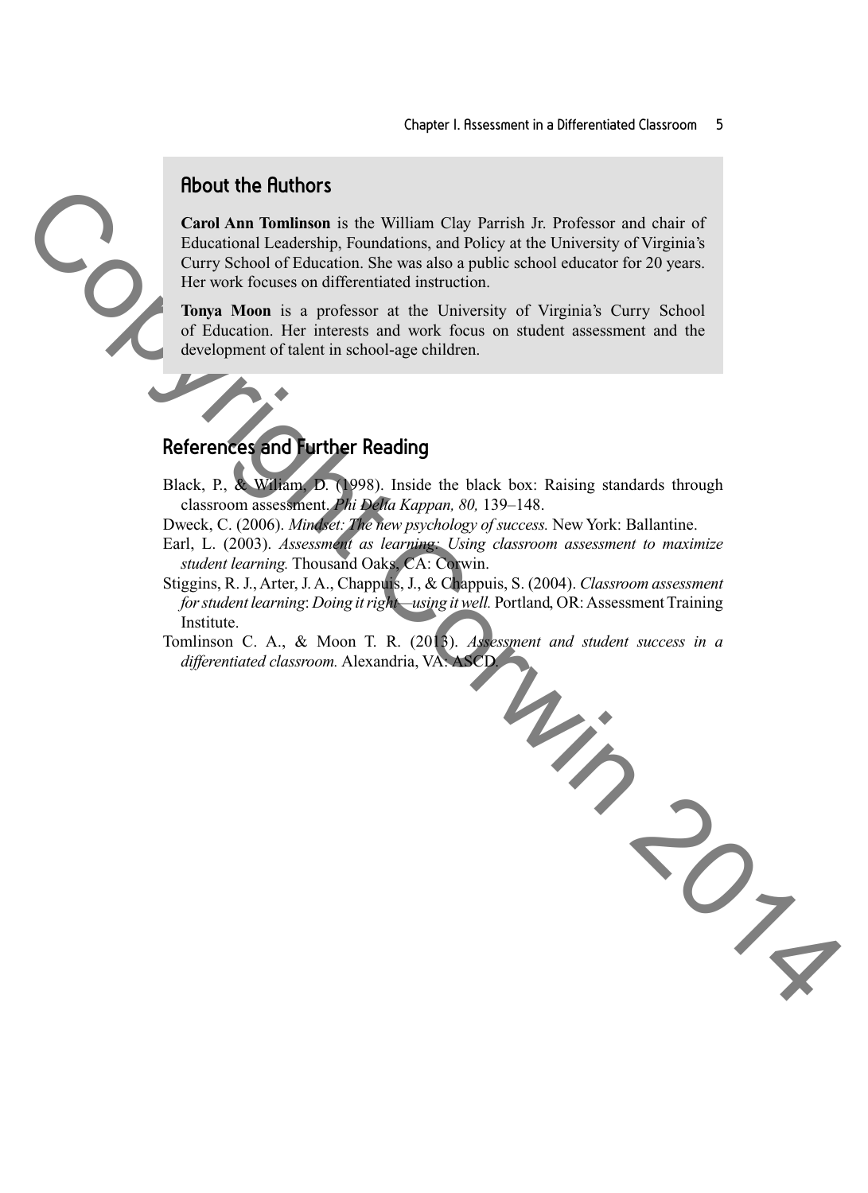## About the Authors

**Carol Ann Tomlinson** is the William Clay Parrish Jr. Professor and chair of Educational Leadership, Foundations, and Policy at the University of Virginia's Curry School of Education. She was also a public school educator for 20 years. Her work focuses on differentiated instruction.

**Tonya Moon** is a professor at the University of Virginia's Curry School of Education. Her interests and work focus on student assessment and the development of talent in school-age children.

## References and Further Reading

Black, P., & Wiliam, D. (1998). Inside the black box: Raising standards through classroom assessment. *Phi Delta Kappan, 80,* 139–148.

Dweck, C. (2006). *Mindset: The new psychology of success.* New York: Ballantine.

Earl, L. (2003). *Assessment as learning: Using classroom assessment to maximize student learning.* Thousand Oaks, CA: Corwin.

Stiggins, R. J., Arter, J. A., Chappuis, J., & Chappuis, S. (2004). *Classroom assessment for student learning: Doing it right—using it well.* Portland, OR: Assessment Training Institute.

Tomlinson C. A., & Moon T. R. (2013). *Assessment and student success in a differentiated classroom.* Alexandria, VA: ASCD.